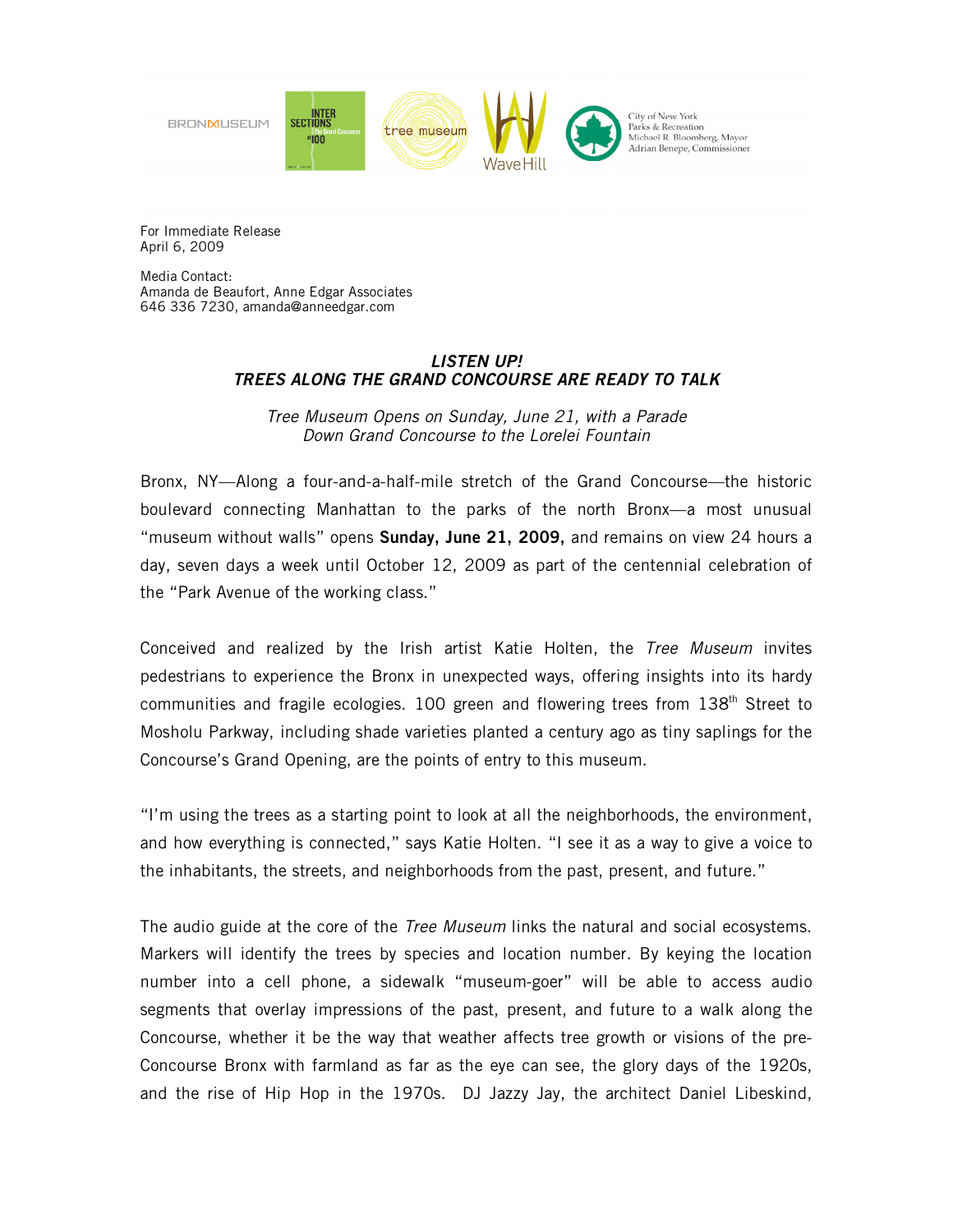BRONX MUSEUM · INTERSECTIONS The Grand Concourse at 100 · tree museum · Wave Hill · City of New York Parks & Recreation, Michael R. Bloomberg, Mayor, Adrian Benepe, Commissioner

For Immediate Release
April 6, 2009

Media Contact:
Amanda de Beaufort, Anne Edgar Associates
646 336 7230, amanda@anneedgar.com

# *LISTEN UP!*
# *TREES ALONG THE GRAND CONCOURSE ARE READY TO TALK*

*Tree Museum Opens on Sunday, June 21, with a Parade Down Grand Concourse to the Lorelei Fountain*

Bronx, NY—Along a four-and-a-half-mile stretch of the Grand Concourse—the historic boulevard connecting Manhattan to the parks of the north Bronx—a most unusual "museum without walls" opens **Sunday, June 21, 2009,** and remains on view 24 hours a day, seven days a week until October 12, 2009 as part of the centennial celebration of the "Park Avenue of the working class."

Conceived and realized by the Irish artist Katie Holten, the *Tree Museum* invites pedestrians to experience the Bronx in unexpected ways, offering insights into its hardy communities and fragile ecologies. 100 green and flowering trees from 138th Street to Mosholu Parkway, including shade varieties planted a century ago as tiny saplings for the Concourse's Grand Opening, are the points of entry to this museum.

"I'm using the trees as a starting point to look at all the neighborhoods, the environment, and how everything is connected," says Katie Holten. "I see it as a way to give a voice to the inhabitants, the streets, and neighborhoods from the past, present, and future."

The audio guide at the core of the *Tree Museum* links the natural and social ecosystems. Markers will identify the trees by species and location number. By keying the location number into a cell phone, a sidewalk "museum-goer" will be able to access audio segments that overlay impressions of the past, present, and future to a walk along the Concourse, whether it be the way that weather affects tree growth or visions of the pre-Concourse Bronx with farmland as far as the eye can see, the glory days of the 1920s, and the rise of Hip Hop in the 1970s. DJ Jazzy Jay, the architect Daniel Libeskind,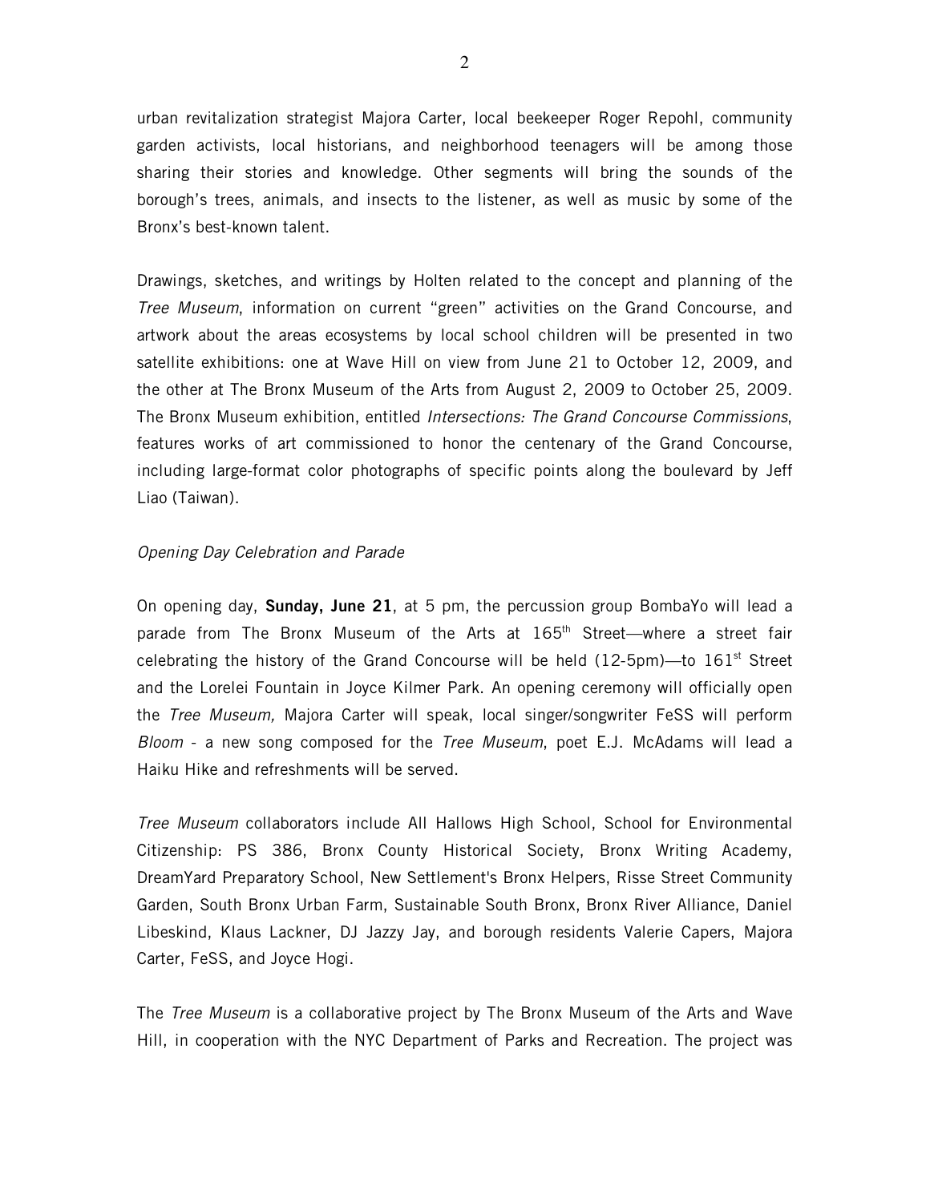urban revitalization strategist Majora Carter, local beekeeper Roger Repohl, community garden activists, local historians, and neighborhood teenagers will be among those sharing their stories and knowledge. Other segments will bring the sounds of the borough's trees, animals, and insects to the listener, as well as music by some of the Bronx's best-known talent.

Drawings, sketches, and writings by Holten related to the concept and planning of the *Tree Museum*, information on current "green" activities on the Grand Concourse, and artwork about the areas ecosystems by local school children will be presented in two satellite exhibitions: one at Wave Hill on view from June 21 to October 12, 2009, and the other at The Bronx Museum of the Arts from August 2, 2009 to October 25, 2009. The Bronx Museum exhibition, entitled *Intersections: The Grand Concourse Commissions*, features works of art commissioned to honor the centenary of the Grand Concourse, including large-format color photographs of specific points along the boulevard by Jeff Liao (Taiwan).

*Opening Day Celebration and Parade*

On opening day, **Sunday, June 21**, at 5 pm, the percussion group BombaYo will lead a parade from The Bronx Museum of the Arts at 165th Street—where a street fair celebrating the history of the Grand Concourse will be held (12-5pm)—to 161st Street and the Lorelei Fountain in Joyce Kilmer Park. An opening ceremony will officially open the *Tree Museum,* Majora Carter will speak, local singer/songwriter FeSS will perform *Bloom* - a new song composed for the *Tree Museum*, poet E.J. McAdams will lead a Haiku Hike and refreshments will be served.

*Tree Museum* collaborators include All Hallows High School, School for Environmental Citizenship: PS 386, Bronx County Historical Society, Bronx Writing Academy, DreamYard Preparatory School, New Settlement's Bronx Helpers, Risse Street Community Garden, South Bronx Urban Farm, Sustainable South Bronx, Bronx River Alliance, Daniel Libeskind, Klaus Lackner, DJ Jazzy Jay, and borough residents Valerie Capers, Majora Carter, FeSS, and Joyce Hogi.

The *Tree Museum* is a collaborative project by The Bronx Museum of the Arts and Wave Hill, in cooperation with the NYC Department of Parks and Recreation. The project was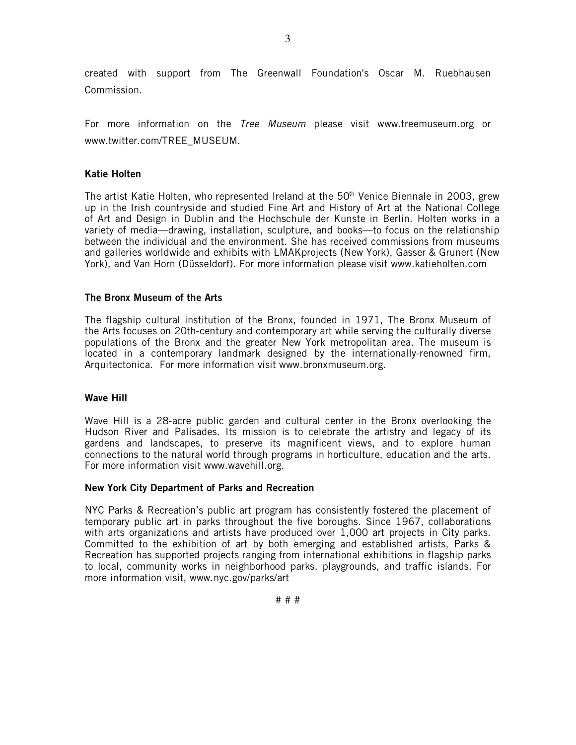created with support from The Greenwall Foundation's Oscar M. Ruebhausen Commission.

For more information on the *Tree Museum* please visit www.treemuseum.org or www.twitter.com/TREE_MUSEUM.

**Katie Holten**

The artist Katie Holten, who represented Ireland at the 50th Venice Biennale in 2003, grew up in the Irish countryside and studied Fine Art and History of Art at the National College of Art and Design in Dublin and the Hochschule der Kunste in Berlin. Holten works in a variety of media—drawing, installation, sculpture, and books—to focus on the relationship between the individual and the environment. She has received commissions from museums and galleries worldwide and exhibits with LMAKprojects (New York), Gasser & Grunert (New York), and Van Horn (Düsseldorf). For more information please visit www.katieholten.com

**The Bronx Museum of the Arts**

The flagship cultural institution of the Bronx, founded in 1971, The Bronx Museum of the Arts focuses on 20th-century and contemporary art while serving the culturally diverse populations of the Bronx and the greater New York metropolitan area. The museum is located in a contemporary landmark designed by the internationally-renowned firm, Arquitectonica. For more information visit www.bronxmuseum.org.

**Wave Hill**

Wave Hill is a 28-acre public garden and cultural center in the Bronx overlooking the Hudson River and Palisades. Its mission is to celebrate the artistry and legacy of its gardens and landscapes, to preserve its magnificent views, and to explore human connections to the natural world through programs in horticulture, education and the arts. For more information visit www.wavehill.org.

**New York City Department of Parks and Recreation**

NYC Parks & Recreation's public art program has consistently fostered the placement of temporary public art in parks throughout the five boroughs. Since 1967, collaborations with arts organizations and artists have produced over 1,000 art projects in City parks. Committed to the exhibition of art by both emerging and established artists, Parks & Recreation has supported projects ranging from international exhibitions in flagship parks to local, community works in neighborhood parks, playgrounds, and traffic islands. For more information visit, www.nyc.gov/parks/art

# # #